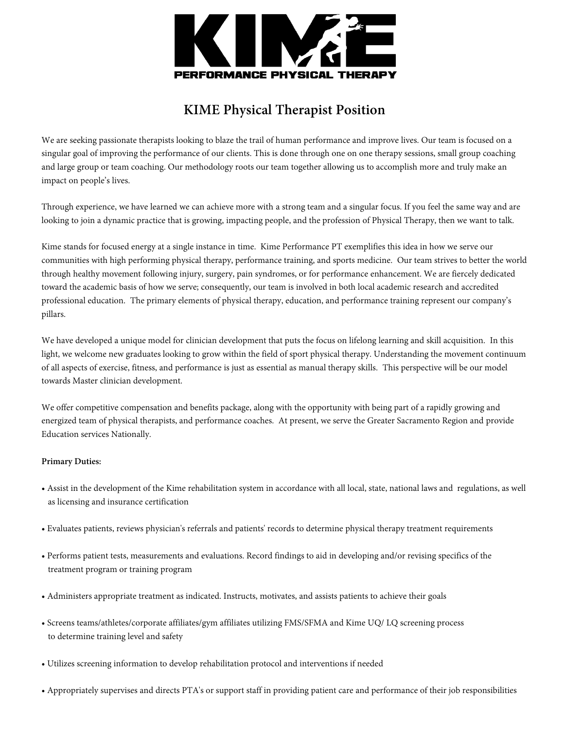KIME

PERFORMANCE PHYSICAL THERAPY

# KIME Physical Therapist Position

We are seeking passionate therapists looking to blaze the trail of human performance and improve lives. Our team is focused on a singular goal of improving the performance of our clients. This is done through one on one therapy sessions, small group coaching and large group or team coaching. Our methodology roots our team together allowing us to accomplish more and truly make an impact on people's lives.

Through experience, we have learned we can achieve more with a strong team and a singular focus. If you feel the same way and are looking to join a dynamic practice that is growing, impacting people, and the profession of Physical Therapy, then we want to talk.

Kime stands for focused energy at a single instance in time. Kime Performance PT exemplifies this idea in how we serve our communities with high performing physical therapy, performance training, and sports medicine. Our team strives to better the world through healthy movement following injury, surgery, pain syndromes, or for performance enhancement. We are fiercely dedicated toward the academic basis of how we serve; consequently, our team is involved in both local academic research and accredited professional education. The primary elements of physical therapy, education, and performance training represent our company's pillars.

We have developed a unique model for clinician development that puts the focus on lifelong learning and skill acquisition. In this light, we welcome new graduates looking to grow within the field of sport physical therapy. Understanding the movement continuum of all aspects of exercise, fitness, and performance is just as essential as manual therapy skills. This perspective will be our model towards Master clinician development.

We offer competitive compensation and benefits package, along with the opportunity with being part of a rapidly growing and energized team of physical therapists, and performance coaches. At present, we serve the Greater Sacramento Region and provide Education services Nationally.

**Primary Duties:**

- Assist in the development of the Kime rehabilitation system in accordance with all local, state, national laws and regulations, as well as licensing and insurance certification
- Evaluates patients, reviews physician's referrals and patients' records to determine physical therapy treatment requirements
- Performs patient tests, measurements and evaluations. Record findings to aid in developing and/or revising specifics of the treatment program or training program
- Administers appropriate treatment as indicated. Instructs, motivates, and assists patients to achieve their goals
- Screens teams/athletes/corporate affiliates/gym affiliates utilizing FMS/SFMA and Kime UQ/ LQ screening process to determine training level and safety
- Utilizes screening information to develop rehabilitation protocol and interventions if needed
- Appropriately supervises and directs PTA's or support staff in providing patient care and performance of their job responsibilities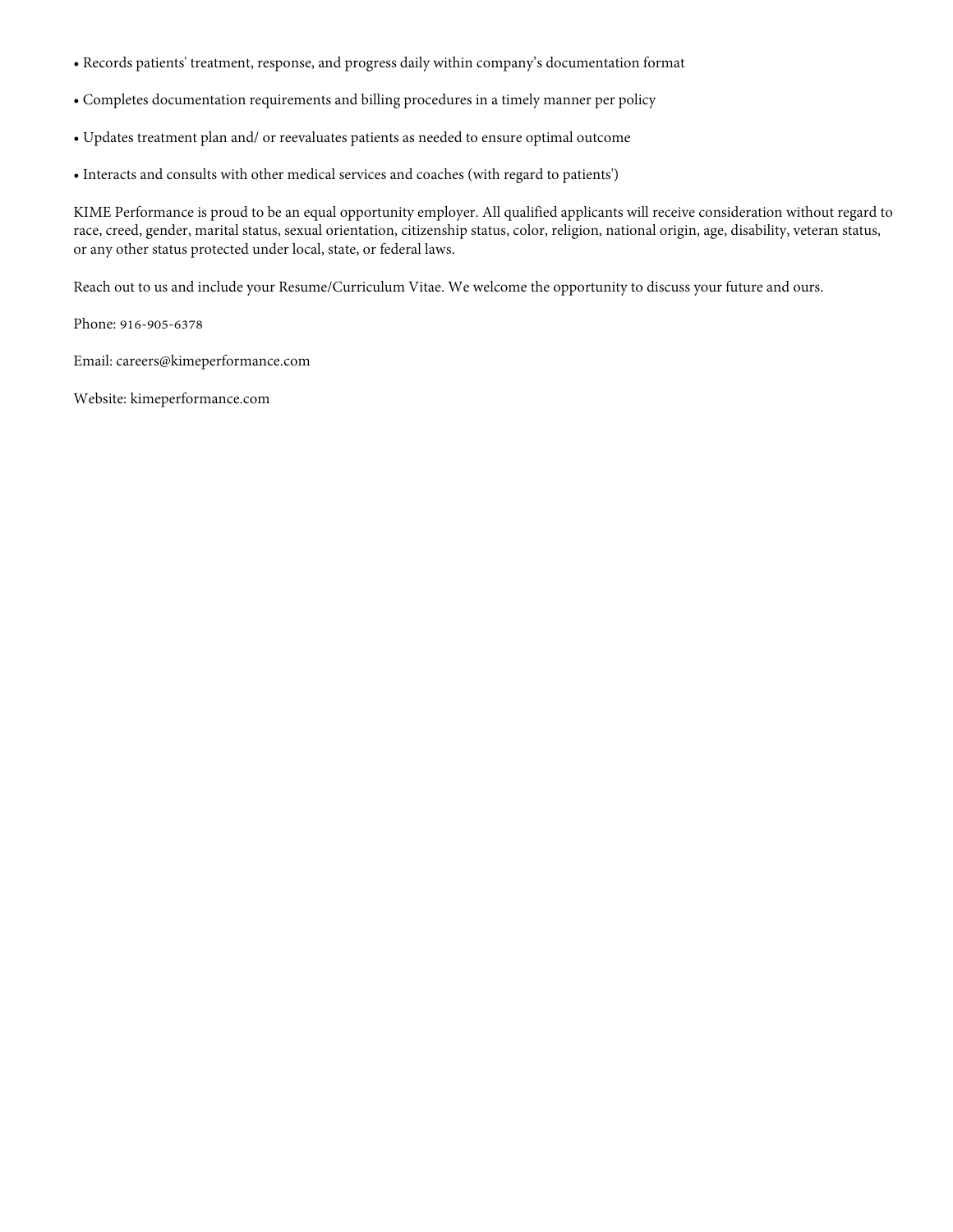- Records patients' treatment, response, and progress daily within company's documentation format
- Completes documentation requirements and billing procedures in a timely manner per policy
- Updates treatment plan and/ or reevaluates patients as needed to ensure optimal outcome
- Interacts and consults with other medical services and coaches (with regard to patients')

KIME Performance is proud to be an equal opportunity employer. All qualified applicants will receive consideration without regard to race, creed, gender, marital status, sexual orientation, citizenship status, color, religion, national origin, age, disability, veteran status, or any other status protected under local, state, or federal laws.

Reach out to us and include your Resume/Curriculum Vitae. We welcome the opportunity to discuss your future and ours.

Phone: 916-905-6378

Email: careers@kimeperformance.com

Website: kimeperformance.com